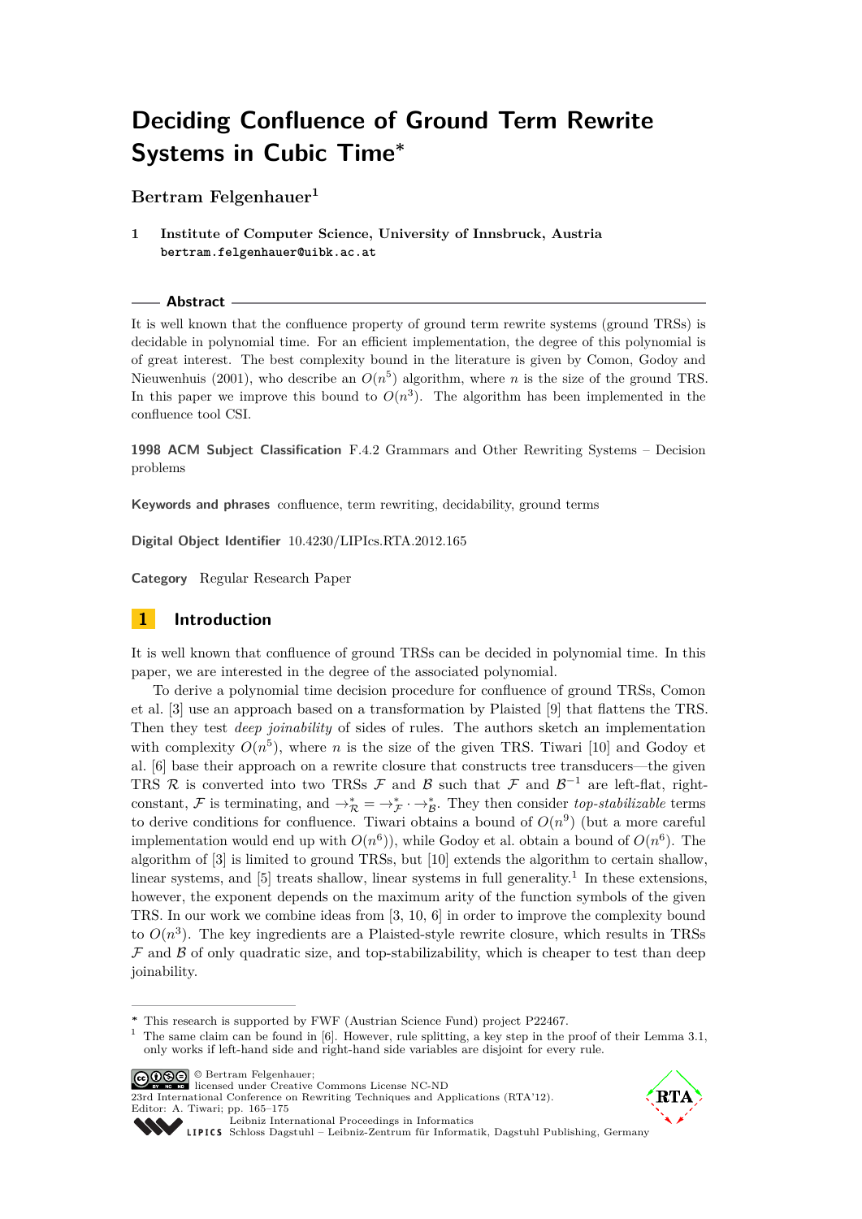# Deciding Confluence of Ground Term Rewrite Systems in Cubic Time*

**Bertram Felgenhauer**[1]

**1 Institute of Computer Science, University of Innsbruck, Austria**
`bertram.felgenhauer@uibk.ac.at`

## Abstract

It is well known that the confluence property of ground term rewrite systems (ground TRSs) is decidable in polynomial time. For an efficient implementation, the degree of this polynomial is of great interest. The best complexity bound in the literature is given by Comon, Godoy and Nieuwenhuis (2001), who describe an $O(n^5)$ algorithm, where $n$ is the size of the ground TRS. In this paper we improve this bound to $O(n^3)$. The algorithm has been implemented in the confluence tool CSI.

**1998 ACM Subject Classification** F.4.2 Grammars and Other Rewriting Systems – Decision problems

**Keywords and phrases** confluence, term rewriting, decidability, ground terms

**Digital Object Identifier** 10.4230/LIPIcs.RTA.2012.165

**Category** Regular Research Paper

## 1 Introduction

It is well known that confluence of ground TRSs can be decided in polynomial time. In this paper, we are interested in the degree of the associated polynomial.

To derive a polynomial time decision procedure for confluence of ground TRSs, Comon et al. [3] use an approach based on a transformation by Plaisted [9] that flattens the TRS. Then they test *deep joinability* of sides of rules. The authors sketch an implementation with complexity $O(n^5)$, where $n$ is the size of the given TRS. Tiwari [10] and Godoy et al. [6] base their approach on a rewrite closure that constructs tree transducers—the given TRS $\mathcal{R}$ is converted into two TRSs $\mathcal{F}$ and $\mathcal{B}$ such that $\mathcal{F}$ and $\mathcal{B}^{-1}$ are left-flat, right-constant, $\mathcal{F}$ is terminating, and $\to_{\mathcal{R}}^* = \to_{\mathcal{F}}^* \cdot \to_{\mathcal{B}}^*$. They then consider *top-stabilizable* terms to derive conditions for confluence. Tiwari obtains a bound of $O(n^9)$ (but a more careful implementation would end up with $O(n^6)$), while Godoy et al. obtain a bound of $O(n^6)$. The algorithm of [3] is limited to ground TRSs, but [10] extends the algorithm to certain shallow, linear systems, and [5] treats shallow, linear systems in full generality.[1] In these extensions, however, the exponent depends on the maximum arity of the function symbols of the given TRS. In our work we combine ideas from [3, 10, 6] in order to improve the complexity bound to $O(n^3)$. The key ingredients are a Plaisted-style rewrite closure, which results in TRSs $\mathcal{F}$ and $\mathcal{B}$ of only quadratic size, and top-stabilizability, which is cheaper to test than deep joinability.

---

* This research is supported by FWF (Austrian Science Fund) project P22467.

[1] The same claim can be found in [6]. However, rule splitting, a key step in the proof of their Lemma 3.1, only works if left-hand side and right-hand side variables are disjoint for every rule.

© Bertram Felgenhauer;
licensed under Creative Commons License NC-ND
23rd International Conference on Rewriting Techniques and Applications (RTA'12).
Editor: A. Tiwari; pp. 165–175
Leibniz International Proceedings in Informatics
Schloss Dagstuhl – Leibniz-Zentrum für Informatik, Dagstuhl Publishing, Germany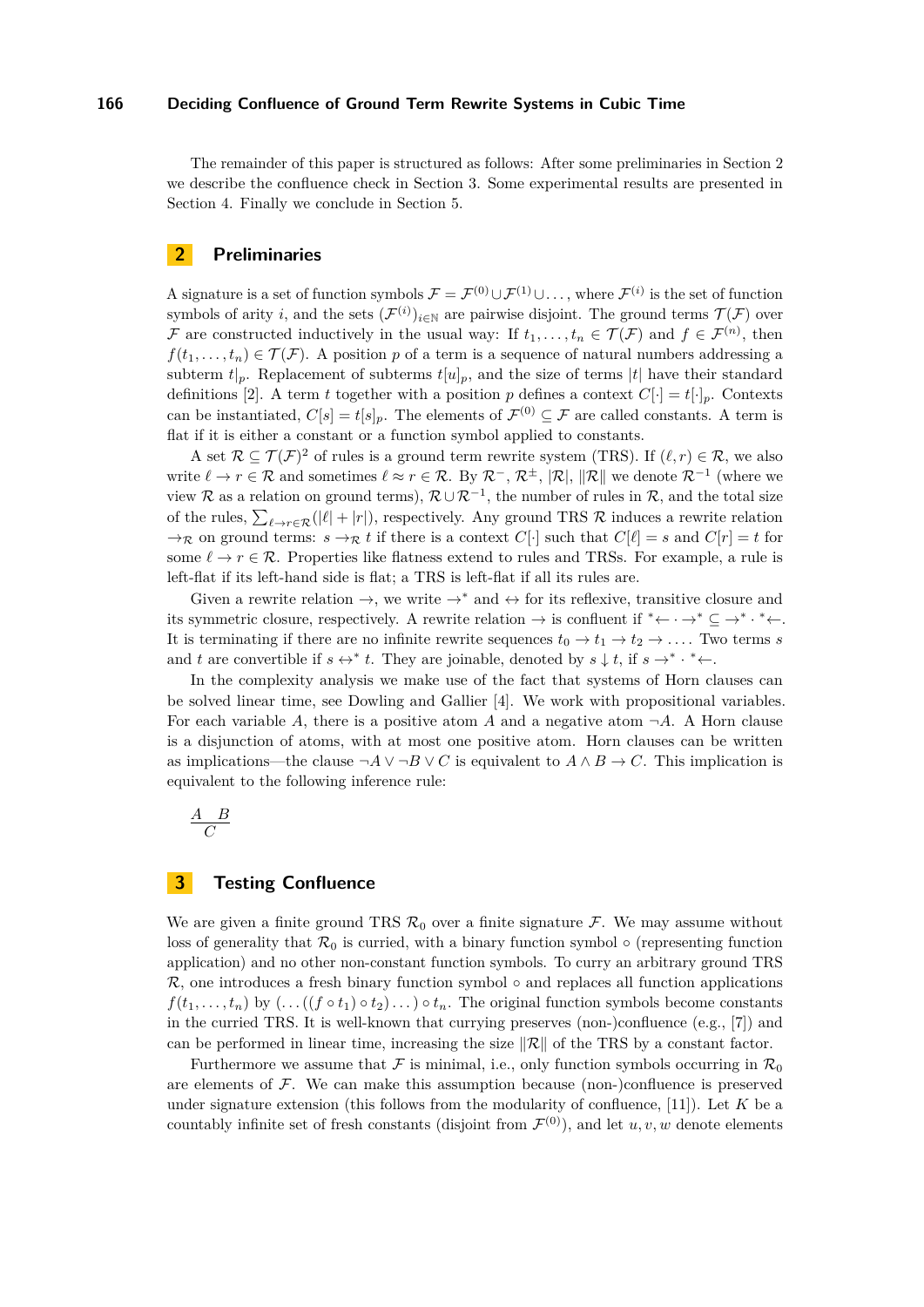The remainder of this paper is structured as follows: After some preliminaries in Section 2 we describe the confluence check in Section 3. Some experimental results are presented in Section 4. Finally we conclude in Section 5.

## 2 Preliminaries

A signature is a set of function symbols $\mathcal{F} = \mathcal{F}^{(0)} \cup \mathcal{F}^{(1)} \cup \dots$, where $\mathcal{F}^{(i)}$ is the set of function symbols of arity $i$, and the sets $(\mathcal{F}^{(i)})_{i \in \mathbb{N}}$ are pairwise disjoint. The ground terms $\mathcal{T}(\mathcal{F})$ over $\mathcal{F}$ are constructed inductively in the usual way: If $t_1, \dots, t_n \in \mathcal{T}(\mathcal{F})$ and $f \in \mathcal{F}^{(n)}$, then $f(t_1, \dots, t_n) \in \mathcal{T}(\mathcal{F})$. A position $p$ of a term is a sequence of natural numbers addressing a subterm $t|_p$. Replacement of subterms $t[u]_p$, and the size of terms $|t|$ have their standard definitions [2]. A term $t$ together with a position $p$ defines a context $C[\cdot] = t[\cdot]_p$. Contexts can be instantiated, $C[s] = t[s]_p$. The elements of $\mathcal{F}^{(0)} \subseteq \mathcal{F}$ are called constants. A term is flat if it is either a constant or a function symbol applied to constants.

A set $\mathcal{R} \subseteq \mathcal{T}(\mathcal{F})^2$ of rules is a ground term rewrite system (TRS). If $(\ell, r) \in \mathcal{R}$, we also write $\ell \to r \in \mathcal{R}$ and sometimes $\ell \approx r \in \mathcal{R}$. By $\mathcal{R}^-$, $\mathcal{R}^\pm$, $|\mathcal{R}|$, $\|\mathcal{R}\|$ we denote $\mathcal{R}^{-1}$ (where we view $\mathcal{R}$ as a relation on ground terms), $\mathcal{R} \cup \mathcal{R}^{-1}$, the number of rules in $\mathcal{R}$, and the total size of the rules, $\sum_{\ell \to r \in \mathcal{R}} (|\ell| + |r|)$, respectively. Any ground TRS $\mathcal{R}$ induces a rewrite relation $\to_\mathcal{R}$ on ground terms: $s \to_\mathcal{R} t$ if there is a context $C[\cdot]$ such that $C[\ell] = s$ and $C[r] = t$ for some $\ell \to r \in \mathcal{R}$. Properties like flatness extend to rules and TRSs. For example, a rule is left-flat if its left-hand side is flat; a TRS is left-flat if all its rules are.

Given a rewrite relation $\to$, we write $\to^*$ and $\leftrightarrow$ for its reflexive, transitive closure and its symmetric closure, respectively. A rewrite relation $\to$ is confluent if ${}^*\!\leftarrow \cdot \to^* \subseteq \to^* \cdot {}^*\!\leftarrow$. It is terminating if there are no infinite rewrite sequences $t_0 \to t_1 \to t_2 \to \dots$. Two terms $s$ and $t$ are convertible if $s \leftrightarrow^* t$. They are joinable, denoted by $s \downarrow t$, if $s \to^* \cdot {}^*\!\leftarrow$.

In the complexity analysis we make use of the fact that systems of Horn clauses can be solved linear time, see Dowling and Gallier [4]. We work with propositional variables. For each variable $A$, there is a positive atom $A$ and a negative atom $\neg A$. A Horn clause is a disjunction of atoms, with at most one positive atom. Horn clauses can be written as implications—the clause $\neg A \vee \neg B \vee C$ is equivalent to $A \wedge B \to C$. This implication is equivalent to the following inference rule:

$$\frac{A \quad B}{C}$$

## 3 Testing Confluence

We are given a finite ground TRS $\mathcal{R}_0$ over a finite signature $\mathcal{F}$. We may assume without loss of generality that $\mathcal{R}_0$ is curried, with a binary function symbol $\circ$ (representing function application) and no other non-constant function symbols. To curry an arbitrary ground TRS $\mathcal{R}$, one introduces a fresh binary function symbol $\circ$ and replaces all function applications $f(t_1, \dots, t_n)$ by $(\dots((f \circ t_1) \circ t_2) \dots) \circ t_n$. The original function symbols become constants in the curried TRS. It is well-known that currying preserves (non-)confluence (e.g., [7]) and can be performed in linear time, increasing the size $\|\mathcal{R}\|$ of the TRS by a constant factor.

Furthermore we assume that $\mathcal{F}$ is minimal, i.e., only function symbols occurring in $\mathcal{R}_0$ are elements of $\mathcal{F}$. We can make this assumption because (non-)confluence is preserved under signature extension (this follows from the modularity of confluence, [11]). Let $K$ be a countably infinite set of fresh constants (disjoint from $\mathcal{F}^{(0)}$), and let $u, v, w$ denote elements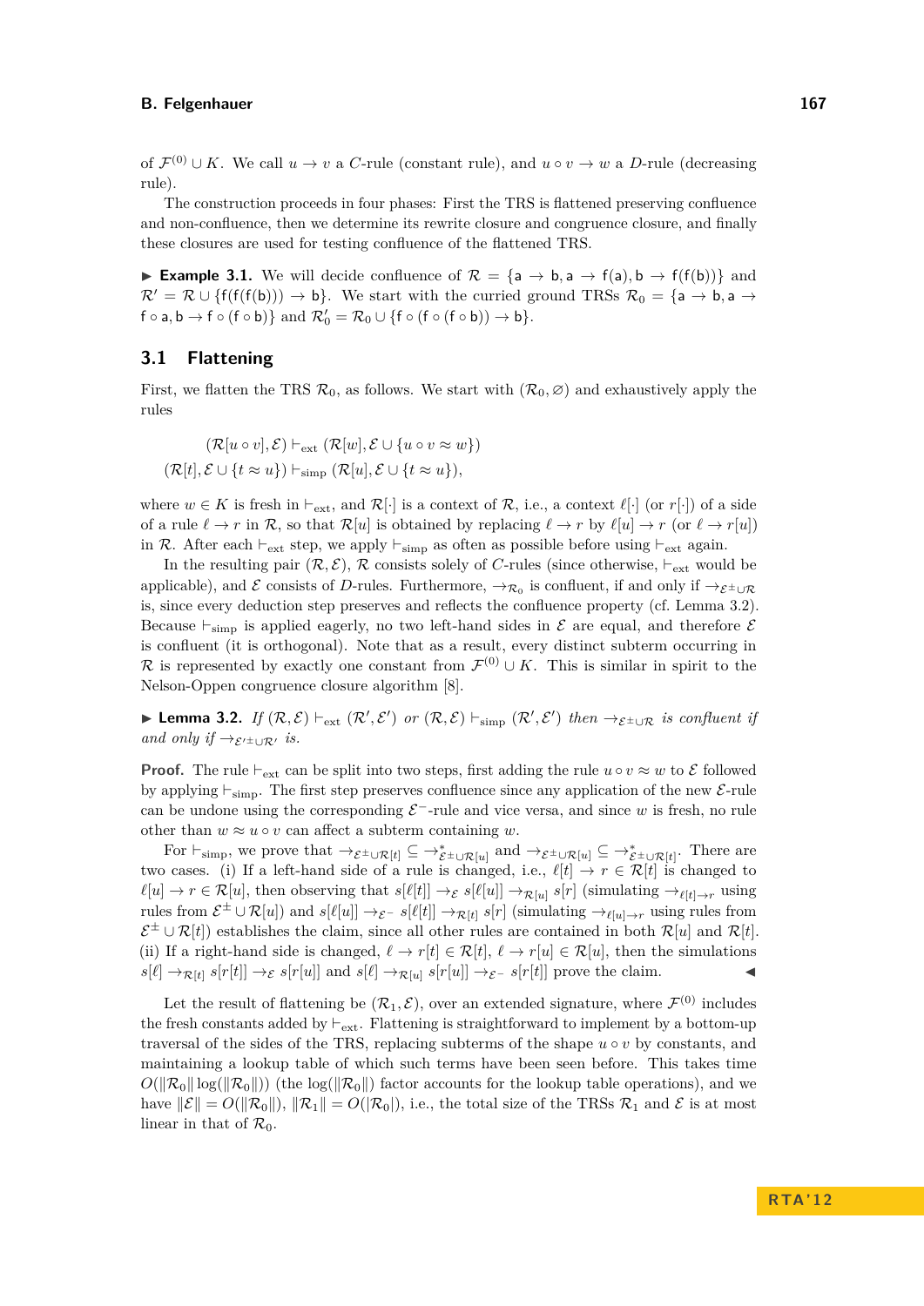of $\mathcal{F}^{(0)} \cup K$. We call $u \to v$ a *C*-rule (constant rule), and $u \circ v \to w$ a *D*-rule (decreasing rule).

The construction proceeds in four phases: First the TRS is flattened preserving confluence and non-confluence, then we determine its rewrite closure and congruence closure, and finally these closures are used for testing confluence of the flattened TRS.

▶ **Example 3.1.** We will decide confluence of $\mathcal{R} = \{\mathsf{a} \to \mathsf{b}, \mathsf{a} \to \mathsf{f}(\mathsf{a}), \mathsf{b} \to \mathsf{f}(\mathsf{f}(\mathsf{b}))\}$ and $\mathcal{R}' = \mathcal{R} \cup \{\mathsf{f}(\mathsf{f}(\mathsf{f}(\mathsf{b}))) \to \mathsf{b}\}$. We start with the curried ground TRSs $\mathcal{R}_0 = \{\mathsf{a} \to \mathsf{b}, \mathsf{a} \to \mathsf{f} \circ \mathsf{a}, \mathsf{b} \to \mathsf{f} \circ (\mathsf{f} \circ \mathsf{b})\}$ and $\mathcal{R}_0' = \mathcal{R}_0 \cup \{\mathsf{f} \circ (\mathsf{f} \circ (\mathsf{f} \circ \mathsf{b})) \to \mathsf{b}\}$.

## 3.1 Flattening

First, we flatten the TRS $\mathcal{R}_0$, as follows. We start with $(\mathcal{R}_0, \varnothing)$ and exhaustively apply the rules

$$(\mathcal{R}[u \circ v], \mathcal{E}) \vdash_{\text{ext}} (\mathcal{R}[w], \mathcal{E} \cup \{u \circ v \approx w\})$$
$$(\mathcal{R}[t], \mathcal{E} \cup \{t \approx u\}) \vdash_{\text{simp}} (\mathcal{R}[u], \mathcal{E} \cup \{t \approx u\}),$$

where $w \in K$ is fresh in $\vdash_{\text{ext}}$, and $\mathcal{R}[\cdot]$ is a context of $\mathcal{R}$, i.e., a context $\ell[\cdot]$ (or $r[\cdot]$) of a side of a rule $\ell \to r$ in $\mathcal{R}$, so that $\mathcal{R}[u]$ is obtained by replacing $\ell \to r$ by $\ell[u] \to r$ (or $\ell \to r[u]$) in $\mathcal{R}$. After each $\vdash_{\text{ext}}$ step, we apply $\vdash_{\text{simp}}$ as often as possible before using $\vdash_{\text{ext}}$ again.

In the resulting pair $(\mathcal{R}, \mathcal{E})$, $\mathcal{R}$ consists solely of *C*-rules (since otherwise, $\vdash_{\text{ext}}$ would be applicable), and $\mathcal{E}$ consists of *D*-rules. Furthermore, $\to_{\mathcal{R}_0}$ is confluent, if and only if $\to_{\mathcal{E}^{\pm} \cup \mathcal{R}}$ is, since every deduction step preserves and reflects the confluence property (cf. Lemma 3.2). Because $\vdash_{\text{simp}}$ is applied eagerly, no two left-hand sides in $\mathcal{E}$ are equal, and therefore $\mathcal{E}$ is confluent (it is orthogonal). Note that as a result, every distinct subterm occurring in $\mathcal{R}$ is represented by exactly one constant from $\mathcal{F}^{(0)} \cup K$. This is similar in spirit to the Nelson-Oppen congruence closure algorithm [8].

▶ **Lemma 3.2.** *If $(\mathcal{R}, \mathcal{E}) \vdash_{\text{ext}} (\mathcal{R}', \mathcal{E}')$ or $(\mathcal{R}, \mathcal{E}) \vdash_{\text{simp}} (\mathcal{R}', \mathcal{E}')$ then $\to_{\mathcal{E}^{\pm} \cup \mathcal{R}}$ is confluent if and only if $\to_{\mathcal{E}'^{\pm} \cup \mathcal{R}'}$ is.*

**Proof.** The rule $\vdash_{\text{ext}}$ can be split into two steps, first adding the rule $u \circ v \approx w$ to $\mathcal{E}$ followed by applying $\vdash_{\text{simp}}$. The first step preserves confluence since any application of the new $\mathcal{E}$-rule can be undone using the corresponding $\mathcal{E}^-$-rule and vice versa, and since $w$ is fresh, no rule other than $w \approx u \circ v$ can affect a subterm containing $w$.

For $\vdash_{\text{simp}}$, we prove that $\to_{\mathcal{E}^{\pm} \cup \mathcal{R}[t]} \subseteq \to^*_{\mathcal{E}^{\pm} \cup \mathcal{R}[u]}$ and $\to_{\mathcal{E}^{\pm} \cup \mathcal{R}[u]} \subseteq \to^*_{\mathcal{E}^{\pm} \cup \mathcal{R}[t]}$. There are two cases. (i) If a left-hand side of a rule is changed, i.e., $\ell[t] \to r \in \mathcal{R}[t]$ is changed to $\ell[u] \to r \in \mathcal{R}[u]$, then observing that $s[\ell[t]] \to_{\mathcal{E}} s[\ell[u]] \to_{\mathcal{R}[u]} s[r]$ (simulating $\to_{\ell[t] \to r}$ using rules from $\mathcal{E}^{\pm} \cup \mathcal{R}[u]$) and $s[\ell[u]] \to_{\mathcal{E}^-} s[\ell[t]] \to_{\mathcal{R}[t]} s[r]$ (simulating $\to_{\ell[u] \to r}$ using rules from $\mathcal{E}^{\pm} \cup \mathcal{R}[t]$) establishes the claim, since all other rules are contained in both $\mathcal{R}[u]$ and $\mathcal{R}[t]$. (ii) If a right-hand side is changed, $\ell \to r[t] \in \mathcal{R}[t]$, $\ell \to r[u] \in \mathcal{R}[u]$, then the simulations $s[\ell] \to_{\mathcal{R}[t]} s[r[t]] \to_{\mathcal{E}} s[r[u]]$ and $s[\ell] \to_{\mathcal{R}[u]} s[r[u]] \to_{\mathcal{E}^-} s[r[t]]$ prove the claim. ◀

Let the result of flattening be $(\mathcal{R}_1, \mathcal{E})$, over an extended signature, where $\mathcal{F}^{(0)}$ includes the fresh constants added by $\vdash_{\text{ext}}$. Flattening is straightforward to implement by a bottom-up traversal of the sides of the TRS, replacing subterms of the shape $u \circ v$ by constants, and maintaining a lookup table of which such terms have been seen before. This takes time $O(\|\mathcal{R}_0\| \log(\|\mathcal{R}_0\|))$ (the $\log(\|\mathcal{R}_0\|)$ factor accounts for the lookup table operations), and we have $\|\mathcal{E}\| = O(\|\mathcal{R}_0\|)$, $\|\mathcal{R}_1\| = O(|\mathcal{R}_0|)$, i.e., the total size of the TRSs $\mathcal{R}_1$ and $\mathcal{E}$ is at most linear in that of $\mathcal{R}_0$.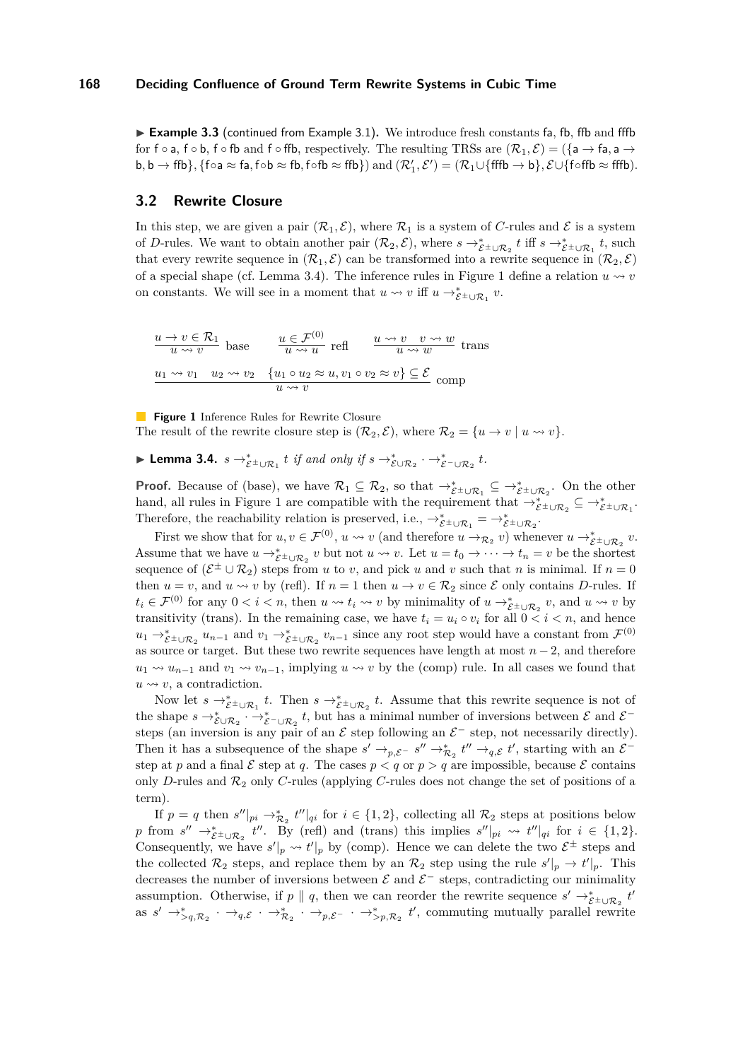▶ **Example 3.3** (continued from Example 3.1)**.** We introduce fresh constants fa, fb, ffb and fffb for $\mathsf{f} \circ \mathsf{a}$, $\mathsf{f} \circ \mathsf{b}$, $\mathsf{f} \circ \mathsf{fb}$ and $\mathsf{f} \circ \mathsf{ffb}$, respectively. The resulting TRSs are $(\mathcal{R}_1, \mathcal{E}) = (\{\mathsf{a} \to \mathsf{fa}, \mathsf{a} \to \mathsf{b}, \mathsf{b} \to \mathsf{ffb}\}, \{\mathsf{f}\circ\mathsf{a} \approx \mathsf{fa}, \mathsf{f}\circ\mathsf{b} \approx \mathsf{fb}, \mathsf{f}\circ\mathsf{fb} \approx \mathsf{ffb}\})$ and $(\mathcal{R}_1', \mathcal{E}') = (\mathcal{R}_1 \cup \{\mathsf{fffb} \to \mathsf{b}\}, \mathcal{E} \cup \{\mathsf{f}\circ\mathsf{ffb} \approx \mathsf{fffb}\})$.

## 3.2 Rewrite Closure

In this step, we are given a pair $(\mathcal{R}_1, \mathcal{E})$, where $\mathcal{R}_1$ is a system of $C$-rules and $\mathcal{E}$ is a system of $D$-rules. We want to obtain another pair $(\mathcal{R}_2, \mathcal{E})$, where $s \to^*_{\mathcal{E}^\pm \cup \mathcal{R}_2} t$ iff $s \to^*_{\mathcal{E}^\pm \cup \mathcal{R}_1} t$, such that every rewrite sequence in $(\mathcal{R}_1, \mathcal{E})$ can be transformed into a rewrite sequence in $(\mathcal{R}_2, \mathcal{E})$ of a special shape (cf. Lemma 3.4). The inference rules in Figure 1 define a relation $u \rightsquigarrow v$ on constants. We will see in a moment that $u \rightsquigarrow v$ iff $u \to^*_{\mathcal{E}^\pm \cup \mathcal{R}_1} v$.

$$\frac{u \to v \in \mathcal{R}_1}{u \rightsquigarrow v}\ \text{base} \qquad \frac{u \in \mathcal{F}^{(0)}}{u \rightsquigarrow u}\ \text{refl} \qquad \frac{u \rightsquigarrow v \quad v \rightsquigarrow w}{u \rightsquigarrow w}\ \text{trans}$$

$$\frac{u_1 \rightsquigarrow v_1 \quad u_2 \rightsquigarrow v_2 \quad \{u_1 \circ u_2 \approx u, v_1 \circ v_2 \approx v\} \subseteq \mathcal{E}}{u \rightsquigarrow v}\ \text{comp}$$

**Figure 1** Inference Rules for Rewrite Closure

The result of the rewrite closure step is $(\mathcal{R}_2, \mathcal{E})$, where $\mathcal{R}_2 = \{u \to v \mid u \rightsquigarrow v\}$.

▶ **Lemma 3.4.** *$s \to^*_{\mathcal{E}^\pm \cup \mathcal{R}_1} t$ if and only if $s \to^*_{\mathcal{E} \cup \mathcal{R}_2} \cdot \to^*_{\mathcal{E}^- \cup \mathcal{R}_2} t$.*

**Proof.** Because of (base), we have $\mathcal{R}_1 \subseteq \mathcal{R}_2$, so that $\to^*_{\mathcal{E}^\pm \cup \mathcal{R}_1} \subseteq \to^*_{\mathcal{E}^\pm \cup \mathcal{R}_2}$. On the other hand, all rules in Figure 1 are compatible with the requirement that $\to^*_{\mathcal{E}^\pm \cup \mathcal{R}_2} \subseteq \to^*_{\mathcal{E}^\pm \cup \mathcal{R}_1}$. Therefore, the reachability relation is preserved, i.e., $\to^*_{\mathcal{E}^\pm \cup \mathcal{R}_1} = \to^*_{\mathcal{E}^\pm \cup \mathcal{R}_2}$.

First we show that for $u, v \in \mathcal{F}^{(0)}$, $u \rightsquigarrow v$ (and therefore $u \to_{\mathcal{R}_2} v$) whenever $u \to^*_{\mathcal{E}^\pm \cup \mathcal{R}_2} v$. Assume that we have $u \to^*_{\mathcal{E}^\pm \cup \mathcal{R}_2} v$ but not $u \rightsquigarrow v$. Let $u = t_0 \to \cdots \to t_n = v$ be the shortest sequence of $(\mathcal{E}^\pm \cup \mathcal{R}_2)$ steps from $u$ to $v$, and pick $u$ and $v$ such that $n$ is minimal. If $n = 0$ then $u = v$, and $u \rightsquigarrow v$ by (refl). If $n = 1$ then $u \to v \in \mathcal{R}_2$ since $\mathcal{E}$ only contains $D$-rules. If $t_i \in \mathcal{F}^{(0)}$ for any $0 < i < n$, then $u \rightsquigarrow t_i \rightsquigarrow v$ by minimality of $u \to^*_{\mathcal{E}^\pm \cup \mathcal{R}_2} v$, and $u \rightsquigarrow v$ by transitivity (trans). In the remaining case, we have $t_i = u_i \circ v_i$ for all $0 < i < n$, and hence $u_1 \to^*_{\mathcal{E}^\pm \cup \mathcal{R}_2} u_{n-1}$ and $v_1 \to^*_{\mathcal{E}^\pm \cup \mathcal{R}_2} v_{n-1}$ since any root step would have a constant from $\mathcal{F}^{(0)}$ as source or target. But these two rewrite sequences have length at most $n - 2$, and therefore $u_1 \rightsquigarrow u_{n-1}$ and $v_1 \rightsquigarrow v_{n-1}$, implying $u \rightsquigarrow v$ by the (comp) rule. In all cases we found that $u \rightsquigarrow v$, a contradiction.

Now let $s \to^*_{\mathcal{E}^\pm \cup \mathcal{R}_1} t$. Then $s \to^*_{\mathcal{E}^\pm \cup \mathcal{R}_2} t$. Assume that this rewrite sequence is not of the shape $s \to^*_{\mathcal{E} \cup \mathcal{R}_2} \cdot \to^*_{\mathcal{E}^- \cup \mathcal{R}_2} t$, but has a minimal number of inversions between $\mathcal{E}$ and $\mathcal{E}^-$ steps (an inversion is any pair of an $\mathcal{E}$ step following an $\mathcal{E}^-$ step, not necessarily directly). Then it has a subsequence of the shape $s' \to_{p,\mathcal{E}^-} s'' \to^*_{\mathcal{R}_2} t'' \to_{q,\mathcal{E}} t'$, starting with an $\mathcal{E}^-$ step at $p$ and a final $\mathcal{E}$ step at $q$. The cases $p < q$ or $p > q$ are impossible, because $\mathcal{E}$ contains only $D$-rules and $\mathcal{R}_2$ only $C$-rules (applying $C$-rules does not change the set of positions of a term).

If $p = q$ then $s''|_{pi} \to^*_{\mathcal{R}_2} t''|_{qi}$ for $i \in \{1, 2\}$, collecting all $\mathcal{R}_2$ steps at positions below $p$ from $s'' \to^*_{\mathcal{E}^\pm \cup \mathcal{R}_2} t''$. By (refl) and (trans) this implies $s''|_{pi} \rightsquigarrow t''|_{qi}$ for $i \in \{1, 2\}$. Consequently, we have $s'|_p \rightsquigarrow t'|_p$ by (comp). Hence we can delete the two $\mathcal{E}^\pm$ steps and the collected $\mathcal{R}_2$ steps, and replace them by an $\mathcal{R}_2$ step using the rule $s'|_p \to t'|_p$. This decreases the number of inversions between $\mathcal{E}$ and $\mathcal{E}^-$ steps, contradicting our minimality assumption. Otherwise, if $p \parallel q$, then we can reorder the rewrite sequence $s' \to^*_{\mathcal{E}^\pm \cup \mathcal{R}_2} t'$ as $s' \to^*_{>q,\mathcal{R}_2} \cdot \to_{q,\mathcal{E}} \cdot \to^*_{\mathcal{R}_2} \cdot \to_{p,\mathcal{E}^-} \cdot \to^*_{>p,\mathcal{R}_2} t'$, commuting mutually parallel rewrite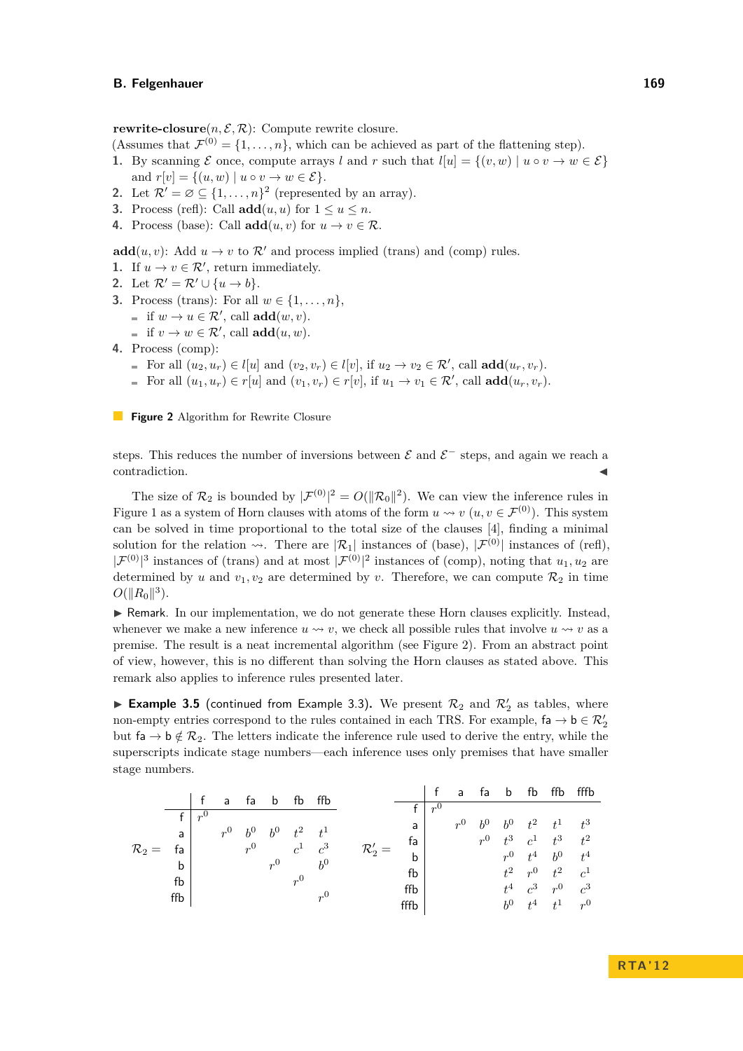**rewrite-closure**$(n, \mathcal{E}, \mathcal{R})$: Compute rewrite closure.
(Assumes that $\mathcal{F}^{(0)} = \{1, \ldots, n\}$, which can be achieved as part of the flattening step).

1. By scanning $\mathcal{E}$ once, compute arrays $l$ and $r$ such that $l[u] = \{(v, w) \mid u \circ v \to w \in \mathcal{E}\}$ and $r[v] = \{(u, w) \mid u \circ v \to w \in \mathcal{E}\}$.
2. Let $\mathcal{R}' = \varnothing \subseteq \{1, \ldots, n\}^2$ (represented by an array).
3. Process (refl): Call **add**$(u, u)$ for $1 \leq u \leq n$.
4. Process (base): Call **add**$(u, v)$ for $u \to v \in \mathcal{R}$.

**add**$(u, v)$: Add $u \to v$ to $\mathcal{R}'$ and process implied (trans) and (comp) rules.

1. If $u \to v \in \mathcal{R}'$, return immediately.
2. Let $\mathcal{R}' = \mathcal{R}' \cup \{u \to b\}$.
3. Process (trans): For all $w \in \{1, \ldots, n\}$,
   - if $w \to u \in \mathcal{R}'$, call **add**$(w, v)$.
   - if $v \to w \in \mathcal{R}'$, call **add**$(u, w)$.
4. Process (comp):
   - For all $(u_2, u_r) \in l[u]$ and $(v_2, v_r) \in l[v]$, if $u_2 \to v_2 \in \mathcal{R}'$, call **add**$(u_r, v_r)$.
   - For all $(u_1, u_r) \in r[u]$ and $(v_1, v_r) \in r[v]$, if $u_1 \to v_1 \in \mathcal{R}'$, call **add**$(u_r, v_r)$.

**Figure 2** Algorithm for Rewrite Closure

steps. This reduces the number of inversions between $\mathcal{E}$ and $\mathcal{E}^-$ steps, and again we reach a contradiction. ◀

The size of $\mathcal{R}_2$ is bounded by $|\mathcal{F}^{(0)}|^2 = O(\|\mathcal{R}_0\|^2)$. We can view the inference rules in Figure 1 as a system of Horn clauses with atoms of the form $u \rightsquigarrow v$ $(u, v \in \mathcal{F}^{(0)})$. This system can be solved in time proportional to the total size of the clauses [4], finding a minimal solution for the relation $\rightsquigarrow$. There are $|\mathcal{R}_1|$ instances of (base), $|\mathcal{F}^{(0)}|$ instances of (refl), $|\mathcal{F}^{(0)}|^3$ instances of (trans) and at most $|\mathcal{F}^{(0)}|^2$ instances of (comp), noting that $u_1, u_2$ are determined by $u$ and $v_1, v_2$ are determined by $v$. Therefore, we can compute $\mathcal{R}_2$ in time $O(\|R_0\|^3)$.

▶ Remark. In our implementation, we do not generate these Horn clauses explicitly. Instead, whenever we make a new inference $u \rightsquigarrow v$, we check all possible rules that involve $u \rightsquigarrow v$ as a premise. The result is a neat incremental algorithm (see Figure 2). From an abstract point of view, however, this is no different than solving the Horn clauses as stated above. This remark also applies to inference rules presented later.

▶ **Example 3.5** (continued from Example 3.3)**.** We present $\mathcal{R}_2$ and $\mathcal{R}_2'$ as tables, where non-empty entries correspond to the rules contained in each TRS. For example, $\mathsf{fa} \to \mathsf{b} \in \mathcal{R}_2'$ but $\mathsf{fa} \to \mathsf{b} \notin \mathcal{R}_2$. The letters indicate the inference rule used to derive the entry, while the superscripts indicate stage numbers—each inference uses only premises that have smaller stage numbers.

$\mathcal{R}_2 =$

| | f | a | fa | b | fb | ffb |
|---|---|---|---|---|---|---|
| f | $r^0$ | | | | | |
| a | | $r^0$ | $b^0$ | $b^0$ | $t^2$ | $t^1$ |
| fa | | | $r^0$ | | $c^1$ | $c^3$ |
| b | | | | $r^0$ | | $b^0$ |
| fb | | | | | $r^0$ | |
| ffb | | | | | | $r^0$ |

$\mathcal{R}_2' =$

| | f | a | fa | b | fb | ffb | fffb |
|---|---|---|---|---|---|---|---|
| f | $r^0$ | | | | | | |
| a | | $r^0$ | $b^0$ | $b^0$ | $t^2$ | $t^1$ | $t^3$ |
| fa | | | $r^0$ | $t^3$ | $c^1$ | $t^3$ | $t^2$ |
| b | | | | $r^0$ | $t^4$ | $b^0$ | $t^4$ |
| fb | | | | $t^2$ | $r^0$ | $t^2$ | $c^1$ |
| ffb | | | | $t^4$ | $c^3$ | $r^0$ | $c^3$ |
| fffb | | | | $b^0$ | $t^4$ | $t^1$ | $r^0$ |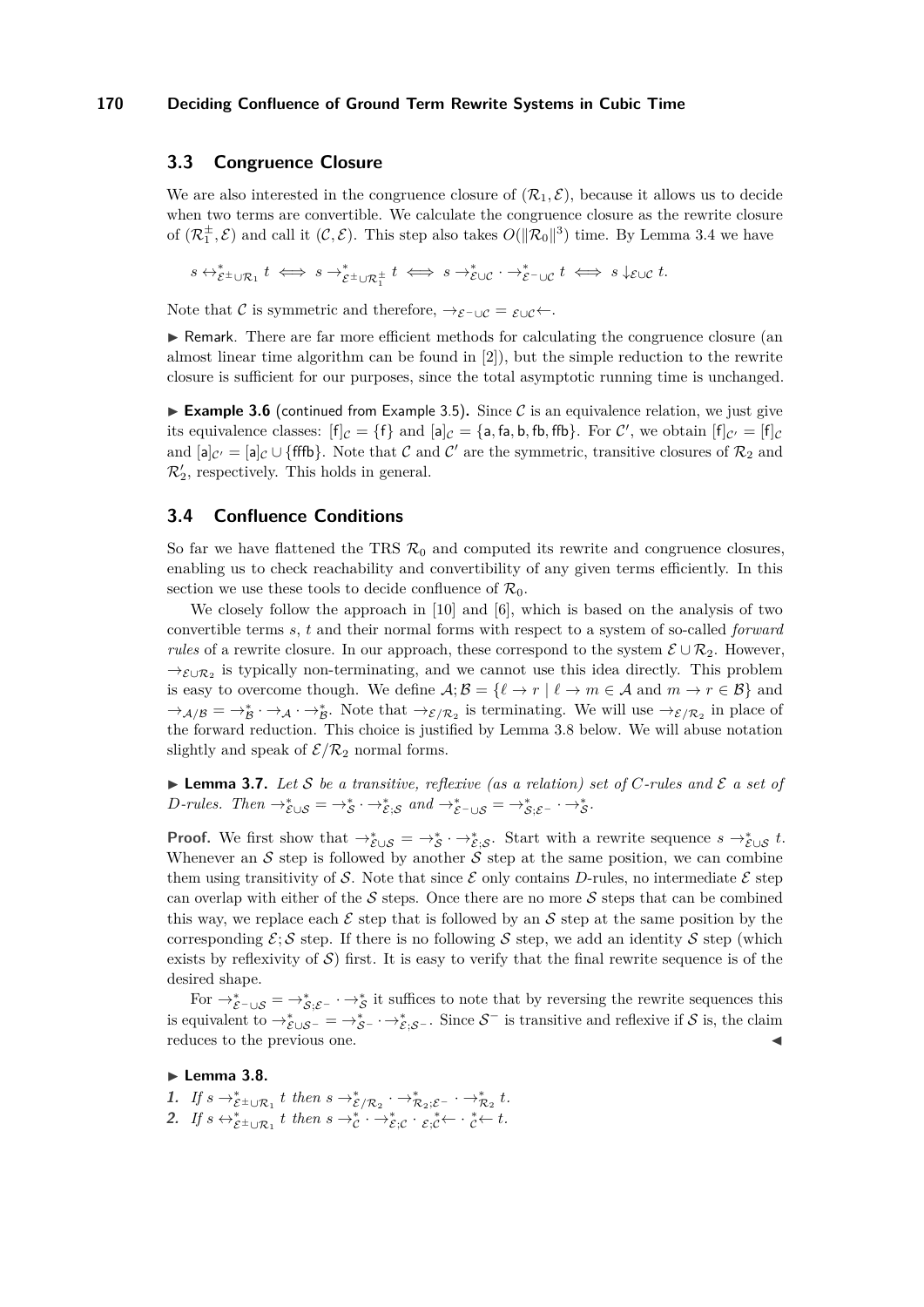## 3.3 Congruence Closure

We are also interested in the congruence closure of $(\mathcal{R}_1, \mathcal{E})$, because it allows us to decide when two terms are convertible. We calculate the congruence closure as the rewrite closure of $(\mathcal{R}_1^{\pm}, \mathcal{E})$ and call it $(\mathcal{C}, \mathcal{E})$. This step also takes $O(\|\mathcal{R}_0\|^3)$ time. By Lemma 3.4 we have

$$s \leftrightarrow^*_{\mathcal{E}^{\pm} \cup \mathcal{R}_1} t \iff s \to^*_{\mathcal{E}^{\pm} \cup \mathcal{R}_1^{\pm}} t \iff s \to^*_{\mathcal{E} \cup \mathcal{C}} \cdot \to^*_{\mathcal{E}^- \cup \mathcal{C}} t \iff s \downarrow_{\mathcal{E} \cup \mathcal{C}} t.$$

Note that $\mathcal{C}$ is symmetric and therefore, $\to_{\mathcal{E}^- \cup \mathcal{C}} = {}_{\mathcal{E} \cup \mathcal{C}}\leftarrow$.

▶ Remark. There are far more efficient methods for calculating the congruence closure (an almost linear time algorithm can be found in [2]), but the simple reduction to the rewrite closure is sufficient for our purposes, since the total asymptotic running time is unchanged.

▶ **Example 3.6** (continued from Example 3.5)**.** Since $\mathcal{C}$ is an equivalence relation, we just give its equivalence classes: $[\mathsf{f}]_{\mathcal{C}} = \{\mathsf{f}\}$ and $[\mathsf{a}]_{\mathcal{C}} = \{\mathsf{a}, \mathsf{fa}, \mathsf{b}, \mathsf{fb}, \mathsf{ffb}\}$. For $\mathcal{C}'$, we obtain $[\mathsf{f}]_{\mathcal{C}'} = [\mathsf{f}]_{\mathcal{C}}$ and $[\mathsf{a}]_{\mathcal{C}'} = [\mathsf{a}]_{\mathcal{C}} \cup \{\mathsf{fffb}\}$. Note that $\mathcal{C}$ and $\mathcal{C}'$ are the symmetric, transitive closures of $\mathcal{R}_2$ and $\mathcal{R}_2'$, respectively. This holds in general.

## 3.4 Confluence Conditions

So far we have flattened the TRS $\mathcal{R}_0$ and computed its rewrite and congruence closures, enabling us to check reachability and convertibility of any given terms efficiently. In this section we use these tools to decide confluence of $\mathcal{R}_0$.

We closely follow the approach in [10] and [6], which is based on the analysis of two convertible terms $s$, $t$ and their normal forms with respect to a system of so-called *forward rules* of a rewrite closure. In our approach, these correspond to the system $\mathcal{E} \cup \mathcal{R}_2$. However, $\to_{\mathcal{E} \cup \mathcal{R}_2}$ is typically non-terminating, and we cannot use this idea directly. This problem is easy to overcome though. We define $\mathcal{A}; \mathcal{B} = \{\ell \to r \mid \ell \to m \in \mathcal{A} \text{ and } m \to r \in \mathcal{B}\}$ and $\to_{\mathcal{A}/\mathcal{B}} = \to^*_{\mathcal{B}} \cdot \to_{\mathcal{A}} \cdot \to^*_{\mathcal{B}}$. Note that $\to_{\mathcal{E}/\mathcal{R}_2}$ is terminating. We will use $\to_{\mathcal{E}/\mathcal{R}_2}$ in place of the forward reduction. This choice is justified by Lemma 3.8 below. We will abuse notation slightly and speak of $\mathcal{E}/\mathcal{R}_2$ normal forms.

▶ **Lemma 3.7.** *Let $\mathcal{S}$ be a transitive, reflexive (as a relation) set of C-rules and $\mathcal{E}$ a set of D-rules. Then $\to^*_{\mathcal{E} \cup \mathcal{S}} = \to^*_{\mathcal{S}} \cdot \to^*_{\mathcal{E};\mathcal{S}}$ and $\to^*_{\mathcal{E}^- \cup \mathcal{S}} = \to^*_{\mathcal{S};\mathcal{E}^-} \cdot \to^*_{\mathcal{S}}$.*

**Proof.** We first show that $\to^*_{\mathcal{E} \cup \mathcal{S}} = \to^*_{\mathcal{S}} \cdot \to^*_{\mathcal{E};\mathcal{S}}$. Start with a rewrite sequence $s \to^*_{\mathcal{E} \cup \mathcal{S}} t$. Whenever an $\mathcal{S}$ step is followed by another $\mathcal{S}$ step at the same position, we can combine them using transitivity of $\mathcal{S}$. Note that since $\mathcal{E}$ only contains $D$-rules, no intermediate $\mathcal{E}$ step can overlap with either of the $\mathcal{S}$ steps. Once there are no more $\mathcal{S}$ steps that can be combined this way, we replace each $\mathcal{E}$ step that is followed by an $\mathcal{S}$ step at the same position by the corresponding $\mathcal{E};\mathcal{S}$ step. If there is no following $\mathcal{S}$ step, we add an identity $\mathcal{S}$ step (which exists by reflexivity of $\mathcal{S}$) first. It is easy to verify that the final rewrite sequence is of the desired shape.

For $\to^*_{\mathcal{E}^- \cup \mathcal{S}} = \to^*_{\mathcal{S};\mathcal{E}^-} \cdot \to^*_{\mathcal{S}}$ it suffices to note that by reversing the rewrite sequences this is equivalent to $\to^*_{\mathcal{E} \cup \mathcal{S}^-} = \to^*_{\mathcal{S}^-} \cdot \to^*_{\mathcal{E};\mathcal{S}^-}$. Since $\mathcal{S}^-$ is transitive and reflexive if $\mathcal{S}$ is, the claim reduces to the previous one. ◀

▶ **Lemma 3.8.**

1. *If $s \to^*_{\mathcal{E}^{\pm} \cup \mathcal{R}_1} t$ then $s \to^*_{\mathcal{E}/\mathcal{R}_2} \cdot \to^*_{\mathcal{R}_2;\mathcal{E}^-} \cdot \to^*_{\mathcal{R}_2} t$.*
2. *If $s \leftrightarrow^*_{\mathcal{E}^{\pm} \cup \mathcal{R}_1} t$ then $s \to^*_{\mathcal{C}} \cdot \to^*_{\mathcal{E};\mathcal{C}} \cdot {}_{\mathcal{E};\mathcal{C}}^{*}\!\leftarrow \cdot {}_{\mathcal{C}}^{*}\!\leftarrow t$.*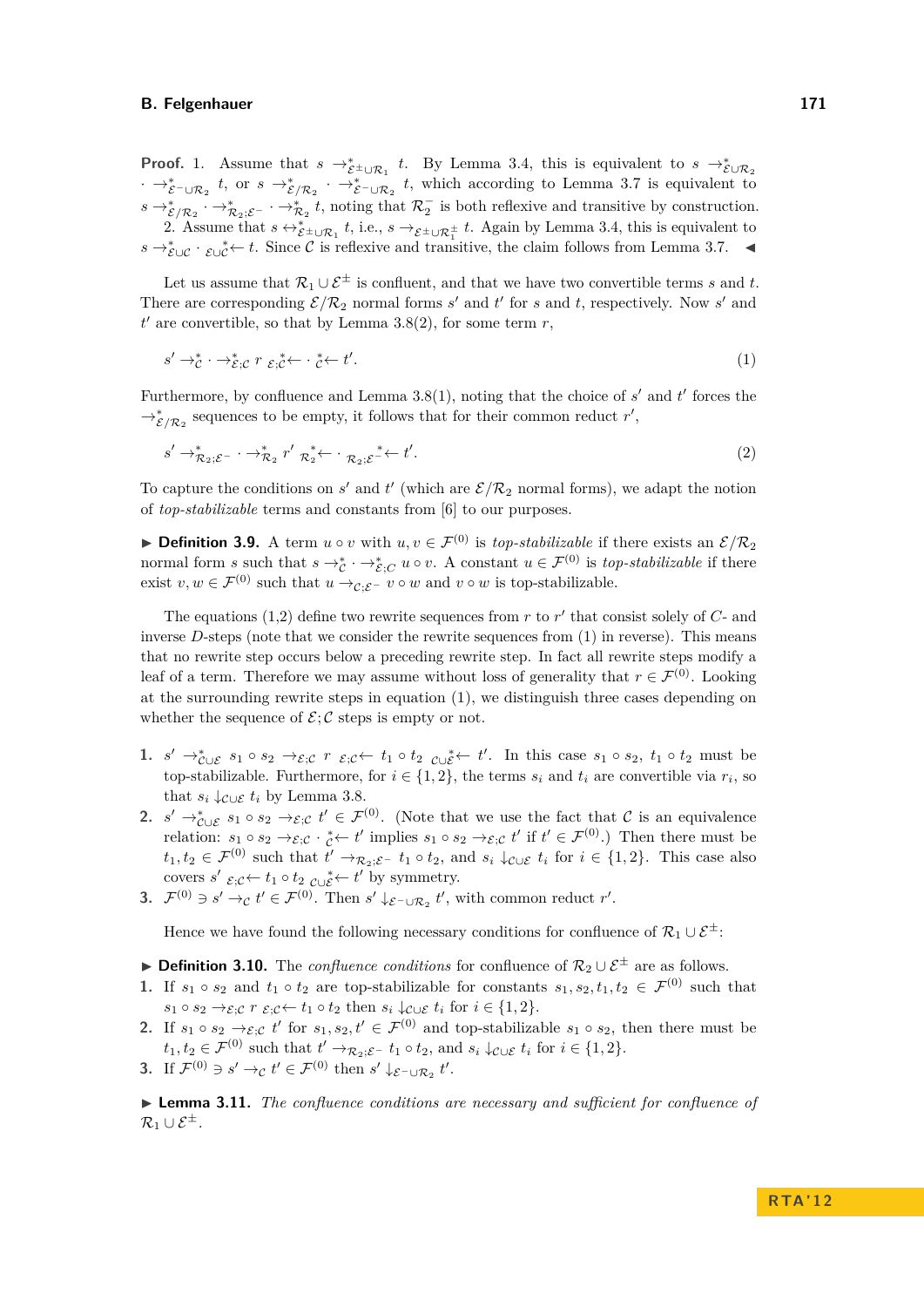**Proof.** 1. Assume that $s \to^*_{\mathcal{E}^\pm \cup \mathcal{R}_1} t$. By Lemma 3.4, this is equivalent to $s \to^*_{\mathcal{E} \cup \mathcal{R}_2} \cdot \to^*_{\mathcal{E}^- \cup \mathcal{R}_2} t$, or $s \to^*_{\mathcal{E}/\mathcal{R}_2} \cdot \to^*_{\mathcal{E}^- \cup \mathcal{R}_2} t$, which according to Lemma 3.7 is equivalent to $s \to^*_{\mathcal{E}/\mathcal{R}_2} \cdot \to^*_{\mathcal{R}_2;\mathcal{E}^-} \cdot \to^*_{\mathcal{R}_2} t$, noting that $\mathcal{R}_2^-$ is both reflexive and transitive by construction.

2. Assume that $s \leftrightarrow^*_{\mathcal{E}^\pm \cup \mathcal{R}_1} t$, i.e., $s \to_{\mathcal{E}^\pm \cup \mathcal{R}_1^\pm} t$. Again by Lemma 3.4, this is equivalent to $s \to^*_{\mathcal{E} \cup \mathcal{C}} \cdot {}_{\mathcal{E} \cup \mathcal{C}}^*\!\!\leftarrow t$. Since $\mathcal{C}$ is reflexive and transitive, the claim follows from Lemma 3.7. ◀

Let us assume that $\mathcal{R}_1 \cup \mathcal{E}^\pm$ is confluent, and that we have two convertible terms $s$ and $t$. There are corresponding $\mathcal{E}/\mathcal{R}_2$ normal forms $s'$ and $t'$ for $s$ and $t$, respectively. Now $s'$ and $t'$ are convertible, so that by Lemma 3.8(2), for some term $r$,

$$s' \to^*_{\mathcal{C}} \cdot \to^*_{\mathcal{E};\mathcal{C}} r \;{}_{\mathcal{E};\mathcal{C}}^*\!\!\leftarrow \cdot {}_{\mathcal{C}}^*\!\!\leftarrow t'. \tag{1}$$

Furthermore, by confluence and Lemma 3.8(1), noting that the choice of $s'$ and $t'$ forces the $\to^*_{\mathcal{E}/\mathcal{R}_2}$ sequences to be empty, it follows that for their common reduct $r'$,

$$s' \to^*_{\mathcal{R}_2;\mathcal{E}^-} \cdot \to^*_{\mathcal{R}_2} r' \;{}_{\mathcal{R}_2}^*\!\!\leftarrow \cdot {}_{\mathcal{R}_2;\mathcal{E}^-}^*\!\!\leftarrow t'. \tag{2}$$

To capture the conditions on $s'$ and $t'$ (which are $\mathcal{E}/\mathcal{R}_2$ normal forms), we adapt the notion of *top-stabilizable* terms and constants from [6] to our purposes.

▶ **Definition 3.9.** A term $u \circ v$ with $u, v \in \mathcal{F}^{(0)}$ is *top-stabilizable* if there exists an $\mathcal{E}/\mathcal{R}_2$ normal form $s$ such that $s \to^*_{\mathcal{C}} \cdot \to^*_{\mathcal{E};\mathcal{C}} u \circ v$. A constant $u \in \mathcal{F}^{(0)}$ is *top-stabilizable* if there exist $v, w \in \mathcal{F}^{(0)}$ such that $u \to_{\mathcal{C};\mathcal{E}^-} v \circ w$ and $v \circ w$ is top-stabilizable.

The equations (1,2) define two rewrite sequences from $r$ to $r'$ that consist solely of $C$- and inverse $D$-steps (note that we consider the rewrite sequences from (1) in reverse). This means that no rewrite step occurs below a preceding rewrite step. In fact all rewrite steps modify a leaf of a term. Therefore we may assume without loss of generality that $r \in \mathcal{F}^{(0)}$. Looking at the surrounding rewrite steps in equation (1), we distinguish three cases depending on whether the sequence of $\mathcal{E};\mathcal{C}$ steps is empty or not.

1. $s' \to^*_{\mathcal{C} \cup \mathcal{E}} s_1 \circ s_2 \to_{\mathcal{E};\mathcal{C}} r \;{}_{\mathcal{E};\mathcal{C}}\!\!\leftarrow t_1 \circ t_2 \;{}_{\mathcal{C} \cup \mathcal{E}}^*\!\!\leftarrow t'$. In this case $s_1 \circ s_2$, $t_1 \circ t_2$ must be top-stabilizable. Furthermore, for $i \in \{1, 2\}$, the terms $s_i$ and $t_i$ are convertible via $r_i$, so that $s_i \downarrow_{\mathcal{C} \cup \mathcal{E}} t_i$ by Lemma 3.8.
2. $s' \to^*_{\mathcal{C} \cup \mathcal{E}} s_1 \circ s_2 \to_{\mathcal{E};\mathcal{C}} t' \in \mathcal{F}^{(0)}$. (Note that we use the fact that $\mathcal{C}$ is an equivalence relation: $s_1 \circ s_2 \to_{\mathcal{E};\mathcal{C}} \cdot {}_{\mathcal{C}}^*\!\!\leftarrow t'$ implies $s_1 \circ s_2 \to_{\mathcal{E};\mathcal{C}} t'$ if $t' \in \mathcal{F}^{(0)}$.) Then there must be $t_1, t_2 \in \mathcal{F}^{(0)}$ such that $t' \to_{\mathcal{R}_2;\mathcal{E}^-} t_1 \circ t_2$, and $s_i \downarrow_{\mathcal{C} \cup \mathcal{E}} t_i$ for $i \in \{1, 2\}$. This case also covers $s' \;{}_{\mathcal{E};\mathcal{C}}\!\!\leftarrow t_1 \circ t_2 \;{}_{\mathcal{C} \cup \mathcal{E}}^*\!\!\leftarrow t'$ by symmetry.
3. $\mathcal{F}^{(0)} \ni s' \to_{\mathcal{C}} t' \in \mathcal{F}^{(0)}$. Then $s' \downarrow_{\mathcal{E}^- \cup \mathcal{R}_2} t'$, with common reduct $r'$.

Hence we have found the following necessary conditions for confluence of $\mathcal{R}_1 \cup \mathcal{E}^\pm$:

▶ **Definition 3.10.** The *confluence conditions* for confluence of $\mathcal{R}_2 \cup \mathcal{E}^\pm$ are as follows.

1. If $s_1 \circ s_2$ and $t_1 \circ t_2$ are top-stabilizable for constants $s_1, s_2, t_1, t_2 \in \mathcal{F}^{(0)}$ such that $s_1 \circ s_2 \to_{\mathcal{E};\mathcal{C}} r \;{}_{\mathcal{E};\mathcal{C}}\!\!\leftarrow t_1 \circ t_2$ then $s_i \downarrow_{\mathcal{C} \cup \mathcal{E}} t_i$ for $i \in \{1, 2\}$.
2. If $s_1 \circ s_2 \to_{\mathcal{E};\mathcal{C}} t'$ for $s_1, s_2, t' \in \mathcal{F}^{(0)}$ and top-stabilizable $s_1 \circ s_2$, then there must be $t_1, t_2 \in \mathcal{F}^{(0)}$ such that $t' \to_{\mathcal{R}_2;\mathcal{E}^-} t_1 \circ t_2$, and $s_i \downarrow_{\mathcal{C} \cup \mathcal{E}} t_i$ for $i \in \{1, 2\}$.
3. If $\mathcal{F}^{(0)} \ni s' \to_{\mathcal{C}} t' \in \mathcal{F}^{(0)}$ then $s' \downarrow_{\mathcal{E}^- \cup \mathcal{R}_2} t'$.

▶ **Lemma 3.11.** *The confluence conditions are necessary and sufficient for confluence of $\mathcal{R}_1 \cup \mathcal{E}^\pm$.*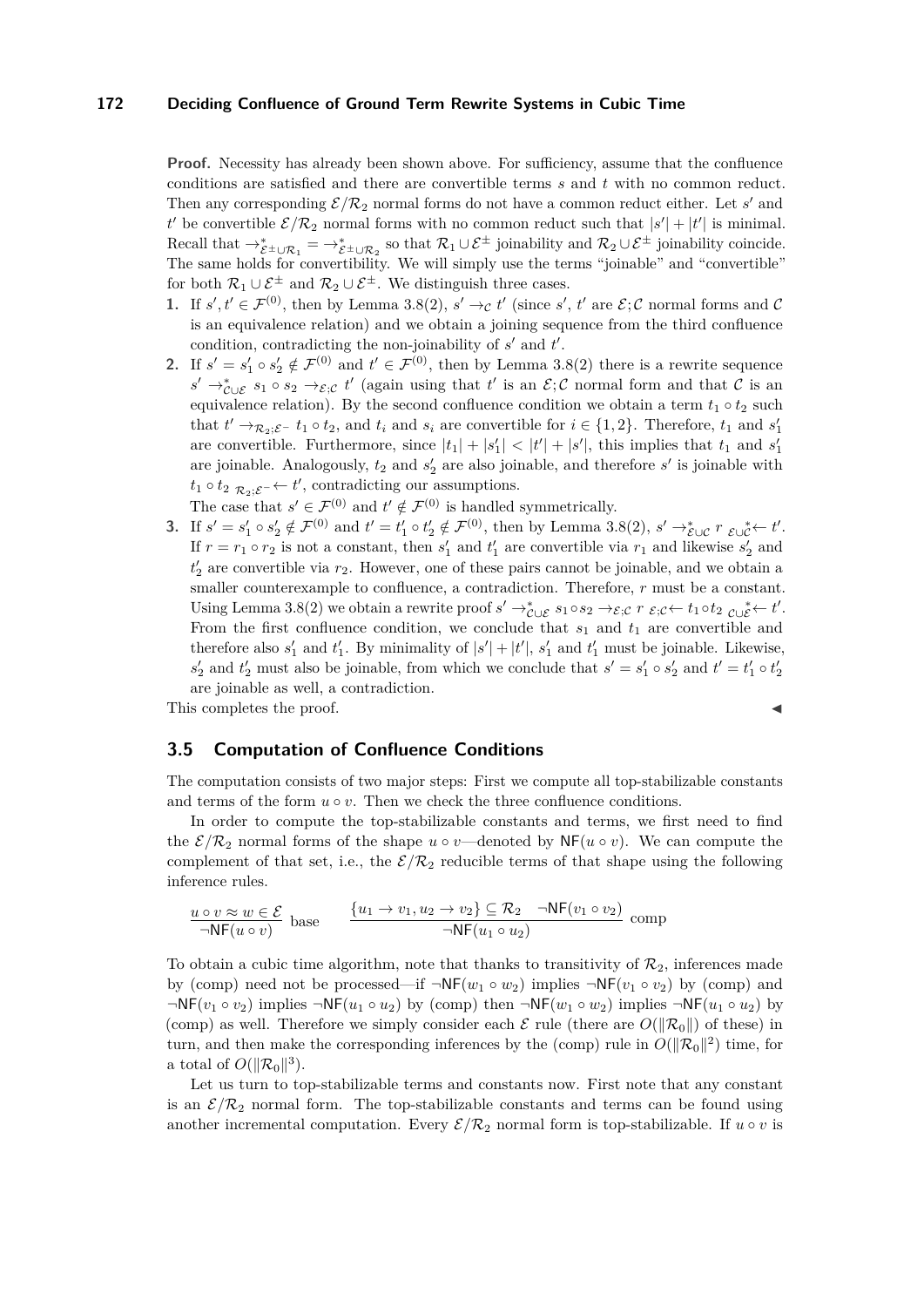**Proof.** Necessity has already been shown above. For sufficiency, assume that the confluence conditions are satisfied and there are convertible terms $s$ and $t$ with no common reduct. Then any corresponding $\mathcal{E}/\mathcal{R}_2$ normal forms do not have a common reduct either. Let $s'$ and $t'$ be convertible $\mathcal{E}/\mathcal{R}_2$ normal forms with no common reduct such that $|s'| + |t'|$ is minimal. Recall that $\to^*_{\mathcal{E}^\pm \cup \mathcal{R}_1} = \to^*_{\mathcal{E}^\pm \cup \mathcal{R}_2}$ so that $\mathcal{R}_1 \cup \mathcal{E}^\pm$ joinability and $\mathcal{R}_2 \cup \mathcal{E}^\pm$ joinability coincide. The same holds for convertibility. We will simply use the terms "joinable" and "convertible" for both $\mathcal{R}_1 \cup \mathcal{E}^\pm$ and $\mathcal{R}_2 \cup \mathcal{E}^\pm$. We distinguish three cases.

1. If $s', t' \in \mathcal{F}^{(0)}$, then by Lemma 3.8(2), $s' \to_{\mathcal{C}} t'$ (since $s'$, $t'$ are $\mathcal{E};\mathcal{C}$ normal forms and $\mathcal{C}$ is an equivalence relation) and we obtain a joining sequence from the third confluence condition, contradicting the non-joinability of $s'$ and $t'$.
2. If $s' = s'_1 \circ s'_2 \notin \mathcal{F}^{(0)}$ and $t' \in \mathcal{F}^{(0)}$, then by Lemma 3.8(2) there is a rewrite sequence $s' \to^*_{\mathcal{C}\cup\mathcal{E}} s_1 \circ s_2 \to_{\mathcal{E};\mathcal{C}} t'$ (again using that $t'$ is an $\mathcal{E};\mathcal{C}$ normal form and that $\mathcal{C}$ is an equivalence relation). By the second confluence condition we obtain a term $t_1 \circ t_2$ such that $t' \to_{\mathcal{R}_2;\mathcal{E}^-} t_1 \circ t_2$, and $t_i$ and $s_i$ are convertible for $i \in \{1, 2\}$. Therefore, $t_1$ and $s'_1$ are convertible. Furthermore, since $|t_1| + |s'_1| < |t'| + |s'|$, this implies that $t_1$ and $s'_1$ are joinable. Analogously, $t_2$ and $s'_2$ are also joinable, and therefore $s'$ is joinable with $t_1 \circ t_2 \;{}_{\mathcal{R}_2;\mathcal{E}^-}\!\leftarrow t'$, contradicting our assumptions.

   The case that $s' \in \mathcal{F}^{(0)}$ and $t' \notin \mathcal{F}^{(0)}$ is handled symmetrically.
3. If $s' = s'_1 \circ s'_2 \notin \mathcal{F}^{(0)}$ and $t' = t'_1 \circ t'_2 \notin \mathcal{F}^{(0)}$, then by Lemma 3.8(2), $s' \to^*_{\mathcal{E}\cup\mathcal{C}} r \;{}_{\mathcal{E}\cup\mathcal{C}}^{\;*}\!\leftarrow t'$. If $r = r_1 \circ r_2$ is not a constant, then $s'_1$ and $t'_1$ are convertible via $r_1$ and likewise $s'_2$ and $t'_2$ are convertible via $r_2$. However, one of these pairs cannot be joinable, and we obtain a smaller counterexample to confluence, a contradiction. Therefore, $r$ must be a constant. Using Lemma 3.8(2) we obtain a rewrite proof $s' \to^*_{\mathcal{C}\cup\mathcal{E}} s_1 \circ s_2 \to_{\mathcal{E};\mathcal{C}} r \;{}_{\mathcal{E};\mathcal{C}}\!\leftarrow t_1 \circ t_2 \;{}_{\mathcal{C}\cup\mathcal{E}}^{\;*}\!\leftarrow t'$. From the first confluence condition, we conclude that $s_1$ and $t_1$ are convertible and therefore also $s'_1$ and $t'_1$. By minimality of $|s'| + |t'|$, $s'_1$ and $t'_1$ must be joinable. Likewise, $s'_2$ and $t'_2$ must also be joinable, from which we conclude that $s' = s'_1 \circ s'_2$ and $t' = t'_1 \circ t'_2$ are joinable as well, a contradiction.

This completes the proof. ◀

### 3.5 Computation of Confluence Conditions

The computation consists of two major steps: First we compute all top-stabilizable constants and terms of the form $u \circ v$. Then we check the three confluence conditions.

In order to compute the top-stabilizable constants and terms, we first need to find the $\mathcal{E}/\mathcal{R}_2$ normal forms of the shape $u \circ v$—denoted by $\mathsf{NF}(u \circ v)$. We can compute the complement of that set, i.e., the $\mathcal{E}/\mathcal{R}_2$ reducible terms of that shape using the following inference rules.

$$\frac{u \circ v \approx w \in \mathcal{E}}{\neg\mathsf{NF}(u \circ v)} \text{ base} \qquad \frac{\{u_1 \to v_1, u_2 \to v_2\} \subseteq \mathcal{R}_2 \quad \neg\mathsf{NF}(v_1 \circ v_2)}{\neg\mathsf{NF}(u_1 \circ u_2)} \text{ comp}$$

To obtain a cubic time algorithm, note that thanks to transitivity of $\mathcal{R}_2$, inferences made by (comp) need not be processed—if $\neg\mathsf{NF}(w_1 \circ w_2)$ implies $\neg\mathsf{NF}(v_1 \circ v_2)$ by (comp) and $\neg\mathsf{NF}(v_1 \circ v_2)$ implies $\neg\mathsf{NF}(u_1 \circ u_2)$ by (comp) then $\neg\mathsf{NF}(w_1 \circ w_2)$ implies $\neg\mathsf{NF}(u_1 \circ u_2)$ by (comp) as well. Therefore we simply consider each $\mathcal{E}$ rule (there are $O(\|\mathcal{R}_0\|)$ of these) in turn, and then make the corresponding inferences by the (comp) rule in $O(\|\mathcal{R}_0\|^2)$ time, for a total of $O(\|\mathcal{R}_0\|^3)$.

Let us turn to top-stabilizable terms and constants now. First note that any constant is an $\mathcal{E}/\mathcal{R}_2$ normal form. The top-stabilizable constants and terms can be found using another incremental computation. Every $\mathcal{E}/\mathcal{R}_2$ normal form is top-stabilizable. If $u \circ v$ is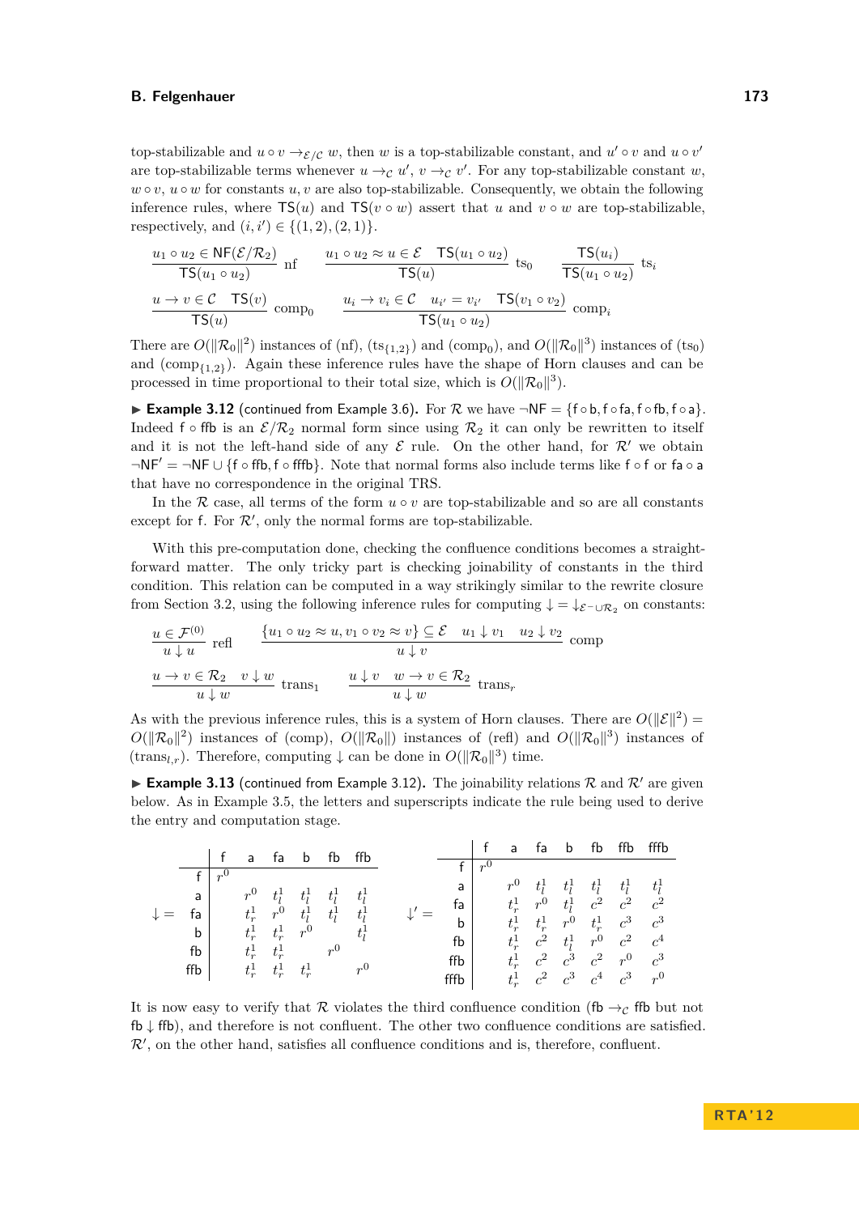top-stabilizable and $u \circ v \to_{\mathcal{E}/\mathcal{C}} w$, then $w$ is a top-stabilizable constant, and $u' \circ v$ and $u \circ v'$ are top-stabilizable terms whenever $u \to_{\mathcal{C}} u'$, $v \to_{\mathcal{C}} v'$. For any top-stabilizable constant $w$, $w \circ v$, $u \circ w$ for constants $u, v$ are also top-stabilizable. Consequently, we obtain the following inference rules, where $\mathsf{TS}(u)$ and $\mathsf{TS}(v \circ w)$ assert that $u$ and $v \circ w$ are top-stabilizable, respectively, and $(i, i') \in \{(1,2),(2,1)\}$.

$$
\frac{u_1 \circ u_2 \in \mathsf{NF}(\mathcal{E}/\mathcal{R}_2)}{\mathsf{TS}(u_1 \circ u_2)}\ \text{nf}
\qquad
\frac{u_1 \circ u_2 \approx u \in \mathcal{E} \quad \mathsf{TS}(u_1 \circ u_2)}{\mathsf{TS}(u)}\ \text{ts}_0
\qquad
\frac{\mathsf{TS}(u_i)}{\mathsf{TS}(u_1 \circ u_2)}\ \text{ts}_i
$$

$$
\frac{u \to v \in \mathcal{C} \quad \mathsf{TS}(v)}{\mathsf{TS}(u)}\ \text{comp}_0
\qquad
\frac{u_i \to v_i \in \mathcal{C} \quad u_{i'} = v_{i'} \quad \mathsf{TS}(v_1 \circ v_2)}{\mathsf{TS}(u_1 \circ u_2)}\ \text{comp}_i
$$

There are $O(\|\mathcal{R}_0\|^2)$ instances of (nf), $(\text{ts}_{\{1,2\}})$ and $(\text{comp}_0)$, and $O(\|\mathcal{R}_0\|^3)$ instances of $(\text{ts}_0)$ and $(\text{comp}_{\{1,2\}})$. Again these inference rules have the shape of Horn clauses and can be processed in time proportional to their total size, which is $O(\|\mathcal{R}_0\|^3)$.

► **Example 3.12** (continued from Example 3.6)**.** For $\mathcal{R}$ we have $\neg\mathsf{NF} = \{\mathsf{f} \circ \mathsf{b}, \mathsf{f} \circ \mathsf{fa}, \mathsf{f} \circ \mathsf{fb}, \mathsf{f} \circ \mathsf{a}\}$. Indeed $\mathsf{f} \circ \mathsf{ffb}$ is an $\mathcal{E}/\mathcal{R}_2$ normal form since using $\mathcal{R}_2$ it can only be rewritten to itself and it is not the left-hand side of any $\mathcal{E}$ rule. On the other hand, for $\mathcal{R}'$ we obtain $\neg\mathsf{NF}' = \neg\mathsf{NF} \cup \{\mathsf{f} \circ \mathsf{ffb}, \mathsf{f} \circ \mathsf{fffb}\}$. Note that normal forms also include terms like $\mathsf{f} \circ \mathsf{f}$ or $\mathsf{fa} \circ \mathsf{a}$ that have no correspondence in the original TRS.

In the $\mathcal{R}$ case, all terms of the form $u \circ v$ are top-stabilizable and so are all constants except for $\mathsf{f}$. For $\mathcal{R}'$, only the normal forms are top-stabilizable.

With this pre-computation done, checking the confluence conditions becomes a straightforward matter. The only tricky part is checking joinability of constants in the third condition. This relation can be computed in a way strikingly similar to the rewrite closure from Section 3.2, using the following inference rules for computing $\downarrow = \downarrow_{\mathcal{E}^- \cup \mathcal{R}_2}$ on constants:

$$
\frac{u \in \mathcal{F}^{(0)}}{u \downarrow u}\ \text{refl}
\qquad
\frac{\{u_1 \circ u_2 \approx u, v_1 \circ v_2 \approx v\} \subseteq \mathcal{E} \quad u_1 \downarrow v_1 \quad u_2 \downarrow v_2}{u \downarrow v}\ \text{comp}
$$

$$
\frac{u \to v \in \mathcal{R}_2 \quad v \downarrow w}{u \downarrow w}\ \text{trans}_\text{l}
\qquad
\frac{u \downarrow v \quad w \to v \in \mathcal{R}_2}{u \downarrow w}\ \text{trans}_r
$$

As with the previous inference rules, this is a system of Horn clauses. There are $O(\|\mathcal{E}\|^2) = O(\|\mathcal{R}_0\|^2)$ instances of (comp), $O(\|\mathcal{R}_0\|)$ instances of (refl) and $O(\|\mathcal{R}_0\|^3)$ instances of $(\text{trans}_{l,r})$. Therefore, computing $\downarrow$ can be done in $O(\|\mathcal{R}_0\|^3)$ time.

► **Example 3.13** (continued from Example 3.12)**.** The joinability relations $\mathcal{R}$ and $\mathcal{R}'$ are given below. As in Example 3.5, the letters and superscripts indicate the rule being used to derive the entry and computation stage.

$\downarrow =$

| | f | a | fa | b | fb | ffb |
|---|---|---|---|---|---|---|
| f | $r^0$ | | | | | |
| a | | $r^0$ | $t_l^1$ | $t_l^1$ | $t_l^1$ | $t_l^1$ |
| fa | | $t_r^1$ | $r^0$ | $t_l^1$ | $t_l^1$ | $t_l^1$ |
| b | | $t_r^1$ | $t_r^1$ | $r^0$ | | $t_l^1$ |
| fb | | $t_r^1$ | $t_r^1$ | | $r^0$ | |
| ffb | | $t_r^1$ | $t_r^1$ | $t_r^1$ | | $r^0$ |

$\downarrow' =$

| | f | a | fa | b | fb | ffb | fffb |
|---|---|---|---|---|---|---|---|
| f | $r^0$ | | | | | | |
| a | | $r^0$ | $t_l^1$ | $t_l^1$ | $t_l^1$ | $t_l^1$ | $t_l^1$ |
| fa | | $t_r^1$ | $r^0$ | $t_l^1$ | $c^2$ | $c^2$ | $c^2$ |
| b | | $t_r^1$ | $t_r^1$ | $r^0$ | $t_r^1$ | $c^3$ | $c^3$ |
| fb | | $t_r^1$ | $c^2$ | $t_l^1$ | $r^0$ | $c^2$ | $c^4$ |
| ffb | | $t_r^1$ | $c^2$ | $c^3$ | $c^2$ | $r^0$ | $c^3$ |
| fffb | | $t_r^1$ | $c^2$ | $c^3$ | $c^4$ | $c^3$ | $r^0$ |

It is now easy to verify that $\mathcal{R}$ violates the third confluence condition ($\mathsf{fb} \to_{\mathcal{C}} \mathsf{ffb}$ but not $\mathsf{fb} \downarrow \mathsf{ffb}$), and therefore is not confluent. The other two confluence conditions are satisfied. $\mathcal{R}'$, on the other hand, satisfies all confluence conditions and is, therefore, confluent.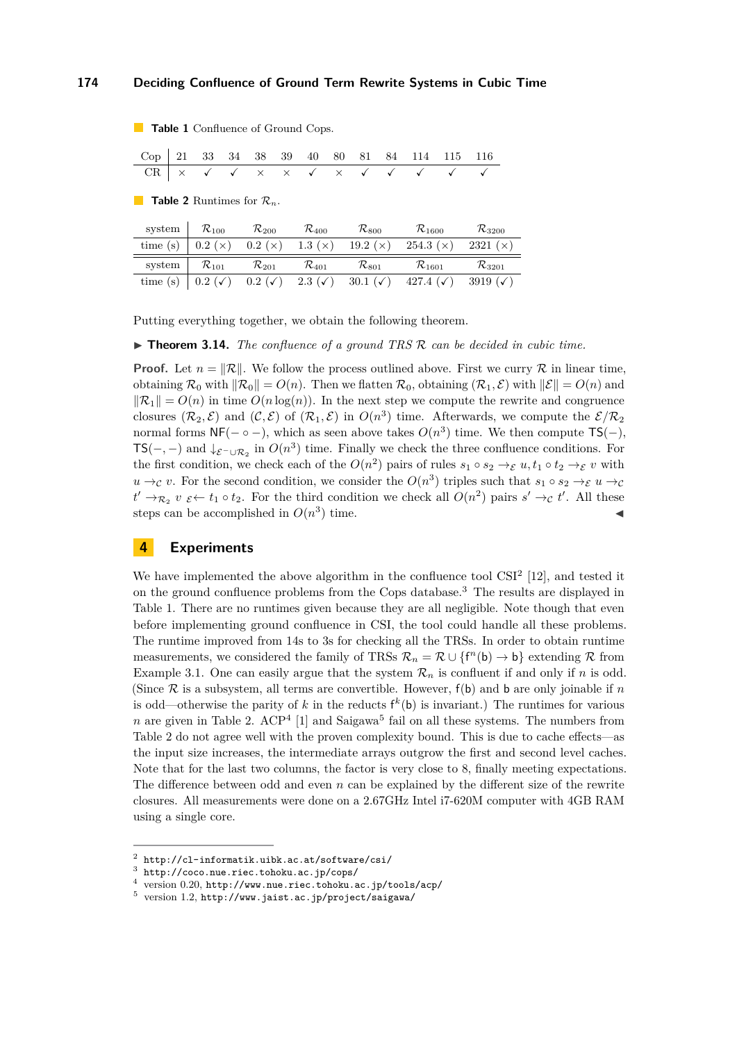**Table 1** Confluence of Ground Cops.

| Cop | 21 | 33 | 34 | 38 | 39 | 40 | 80 | 81 | 84 | 114 | 115 | 116 |
|---|---|---|---|---|---|---|---|---|---|---|---|---|
| CR | × | ✓ | ✓ | × | × | ✓ | × | ✓ | ✓ | ✓ | ✓ | ✓ |

**Table 2** Runtimes for $\mathcal{R}_n$.

| system | $\mathcal{R}_{100}$ | $\mathcal{R}_{200}$ | $\mathcal{R}_{400}$ | $\mathcal{R}_{800}$ | $\mathcal{R}_{1600}$ | $\mathcal{R}_{3200}$ |
|---|---|---|---|---|---|---|
| time (s) | 0.2 (×) | 0.2 (×) | 1.3 (×) | 19.2 (×) | 254.3 (×) | 2321 (×) |
| system | $\mathcal{R}_{101}$ | $\mathcal{R}_{201}$ | $\mathcal{R}_{401}$ | $\mathcal{R}_{801}$ | $\mathcal{R}_{1601}$ | $\mathcal{R}_{3201}$ |
| time (s) | 0.2 (✓) | 0.2 (✓) | 2.3 (✓) | 30.1 (✓) | 427.4 (✓) | 3919 (✓) |

Putting everything together, we obtain the following theorem.

▶ **Theorem 3.14.** *The confluence of a ground TRS $\mathcal{R}$ can be decided in cubic time.*

**Proof.** Let $n = \|\mathcal{R}\|$. We follow the process outlined above. First we curry $\mathcal{R}$ in linear time, obtaining $\mathcal{R}_0$ with $\|\mathcal{R}_0\| = O(n)$. Then we flatten $\mathcal{R}_0$, obtaining $(\mathcal{R}_1, \mathcal{E})$ with $\|\mathcal{E}\| = O(n)$ and $\|\mathcal{R}_1\| = O(n)$ in time $O(n\log(n))$. In the next step we compute the rewrite and congruence closures $(\mathcal{R}_2, \mathcal{E})$ and $(\mathcal{C}, \mathcal{E})$ of $(\mathcal{R}_1, \mathcal{E})$ in $O(n^3)$ time. Afterwards, we compute the $\mathcal{E}/\mathcal{R}_2$ normal forms $\mathsf{NF}(- \circ -)$, which as seen above takes $O(n^3)$ time. We then compute $\mathsf{TS}(-)$, $\mathsf{TS}(-,-)$ and $\downarrow_{\mathcal{E}^- \cup \mathcal{R}_2}$ in $O(n^3)$ time. Finally we check the three confluence conditions. For the first condition, we check each of the $O(n^2)$ pairs of rules $s_1 \circ s_2 \to_{\mathcal{E}} u, t_1 \circ t_2 \to_{\mathcal{E}} v$ with $u \to_{\mathcal{C}} v$. For the second condition, we consider the $O(n^3)$ triples such that $s_1 \circ s_2 \to_{\mathcal{E}} u \to_{\mathcal{C}} t' \to_{\mathcal{R}_2} v \;{}_{\mathcal{E}}\!\leftarrow t_1 \circ t_2$. For the third condition we check all $O(n^2)$ pairs $s' \to_{\mathcal{C}} t'$. All these steps can be accomplished in $O(n^3)$ time. ◀

## 4 Experiments

We have implemented the above algorithm in the confluence tool CSI[2] [12], and tested it on the ground confluence problems from the Cops database.[3] The results are displayed in Table 1. There are no runtimes given because they are all negligible. Note though that even before implementing ground confluence in CSI, the tool could handle all these problems. The runtime improved from 14s to 3s for checking all the TRSs. In order to obtain runtime measurements, we considered the family of TRSs $\mathcal{R}_n = \mathcal{R} \cup \{\mathsf{f}^n(\mathsf{b}) \to \mathsf{b}\}$ extending $\mathcal{R}$ from Example 3.1. One can easily argue that the system $\mathcal{R}_n$ is confluent if and only if $n$ is odd. (Since $\mathcal{R}$ is a subsystem, all terms are convertible. However, $\mathsf{f}(\mathsf{b})$ and $\mathsf{b}$ are only joinable if $n$ is odd—otherwise the parity of $k$ in the reducts $\mathsf{f}^k(\mathsf{b})$ is invariant.) The runtimes for various $n$ are given in Table 2. ACP[4] [1] and Saigawa[5] fail on all these systems. The numbers from Table 2 do not agree well with the proven complexity bound. This is due to cache effects—as the input size increases, the intermediate arrays outgrow the first and second level caches. Note that for the last two columns, the factor is very close to 8, finally meeting expectations. The difference between odd and even $n$ can be explained by the different size of the rewrite closures. All measurements were done on a 2.67GHz Intel i7-620M computer with 4GB RAM using a single core.

---

[2] http://cl-informatik.uibk.ac.at/software/csi/

[3] http://coco.nue.riec.tohoku.ac.jp/cops/

[4] version 0.20, http://www.nue.riec.tohoku.ac.jp/tools/acp/

[5] version 1.2, http://www.jaist.ac.jp/project/saigawa/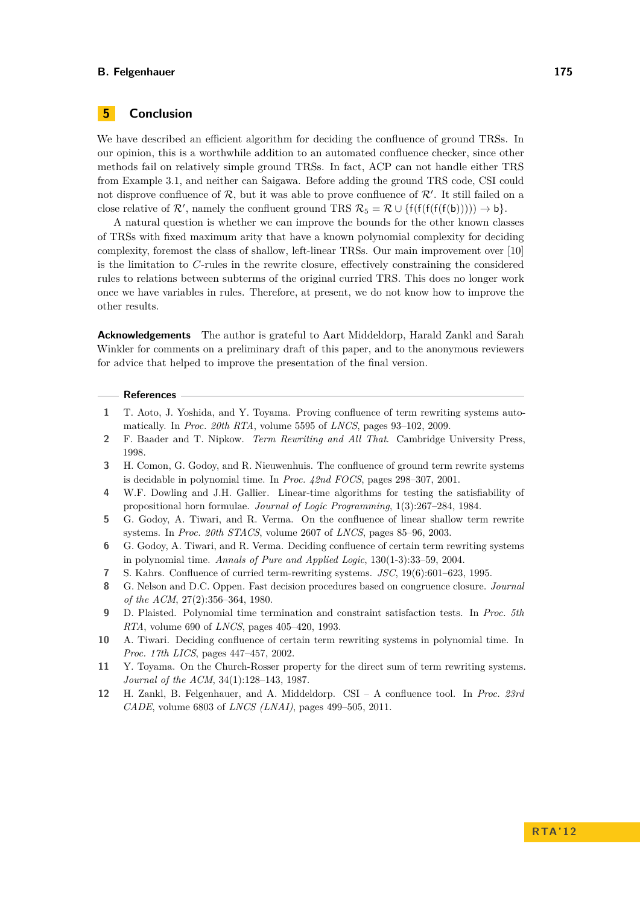## 5 Conclusion

We have described an efficient algorithm for deciding the confluence of ground TRSs. In our opinion, this is a worthwhile addition to an automated confluence checker, since other methods fail on relatively simple ground TRSs. In fact, ACP can not handle either TRS from Example 3.1, and neither can Saigawa. Before adding the ground TRS code, CSI could not disprove confluence of $\mathcal{R}$, but it was able to prove confluence of $\mathcal{R}'$. It still failed on a close relative of $\mathcal{R}'$, namely the confluent ground TRS $\mathcal{R}_5 = \mathcal{R} \cup \{\mathsf{f}(\mathsf{f}(\mathsf{f}(\mathsf{f}(\mathsf{f}(\mathsf{b}))))) \to \mathsf{b}\}$.

A natural question is whether we can improve the bounds for the other known classes of TRSs with fixed maximum arity that have a known polynomial complexity for deciding complexity, foremost the class of shallow, left-linear TRSs. Our main improvement over [10] is the limitation to $C$-rules in the rewrite closure, effectively constraining the considered rules to relations between subterms of the original curried TRS. This does no longer work once we have variables in rules. Therefore, at present, we do not know how to improve the other results.

**Acknowledgements** The author is grateful to Aart Middeldorp, Harald Zankl and Sarah Winkler for comments on a preliminary draft of this paper, and to the anonymous reviewers for advice that helped to improve the presentation of the final version.

## References

1. T. Aoto, J. Yoshida, and Y. Toyama. Proving confluence of term rewriting systems automatically. In *Proc. 20th RTA*, volume 5595 of *LNCS*, pages 93–102, 2009.
2. F. Baader and T. Nipkow. *Term Rewriting and All That*. Cambridge University Press, 1998.
3. H. Comon, G. Godoy, and R. Nieuwenhuis. The confluence of ground term rewrite systems is decidable in polynomial time. In *Proc. 42nd FOCS*, pages 298–307, 2001.
4. W.F. Dowling and J.H. Gallier. Linear-time algorithms for testing the satisfiability of propositional horn formulae. *Journal of Logic Programming*, 1(3):267–284, 1984.
5. G. Godoy, A. Tiwari, and R. Verma. On the confluence of linear shallow term rewrite systems. In *Proc. 20th STACS*, volume 2607 of *LNCS*, pages 85–96, 2003.
6. G. Godoy, A. Tiwari, and R. Verma. Deciding confluence of certain term rewriting systems in polynomial time. *Annals of Pure and Applied Logic*, 130(1-3):33–59, 2004.
7. S. Kahrs. Confluence of curried term-rewriting systems. *JSC*, 19(6):601–623, 1995.
8. G. Nelson and D.C. Oppen. Fast decision procedures based on congruence closure. *Journal of the ACM*, 27(2):356–364, 1980.
9. D. Plaisted. Polynomial time termination and constraint satisfaction tests. In *Proc. 5th RTA*, volume 690 of *LNCS*, pages 405–420, 1993.
10. A. Tiwari. Deciding confluence of certain term rewriting systems in polynomial time. In *Proc. 17th LICS*, pages 447–457, 2002.
11. Y. Toyama. On the Church-Rosser property for the direct sum of term rewriting systems. *Journal of the ACM*, 34(1):128–143, 1987.
12. H. Zankl, B. Felgenhauer, and A. Middeldorp. CSI – A confluence tool. In *Proc. 23rd CADE*, volume 6803 of *LNCS (LNAI)*, pages 499–505, 2011.